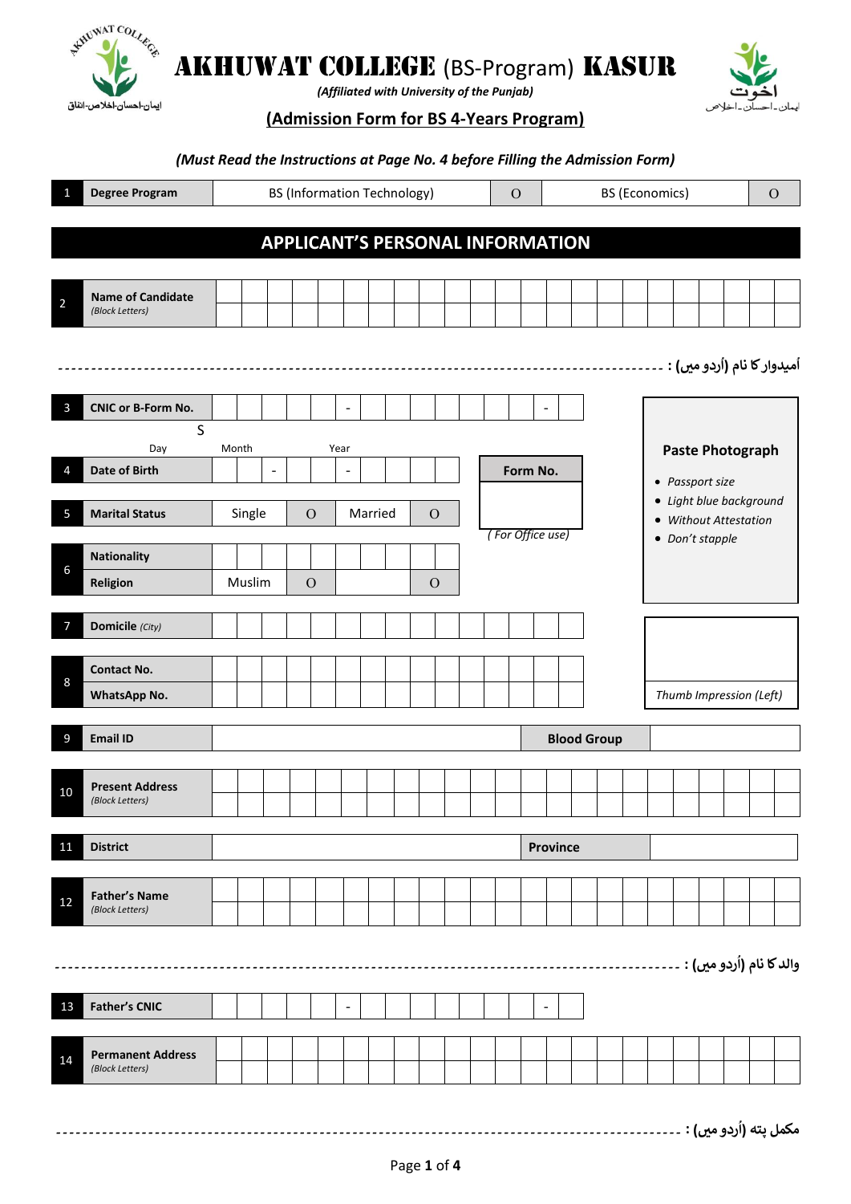# AKHUWAT COLLEGE (BS-Program) KASUR

*(Affiliated with University of the Punjab)*

## (Admission Form for BS 4-Years Program)

*(Must Read the Instructions at Page No. 4 before Filling the Admission Form)*

| 1 | Degree Program | BS (Information Technology) | O | BS (Economics) | O |
|---|---|---|---|---|---|

## APPLICANT'S PERSONAL INFORMATION

| 2 | Name of Candidate *(Block Letters)* | |
|---|---|---|

اُمیدوار کا نام (اُردو میں) : ----------------------------------------

| 3 | CNIC or B-Form No. | - | - |
|---|---|---|---|

| | | Day | Month | Year |
|---|---|---|---|---|
| 4 | Date of Birth | - | - | |

**Form No.** *(For Office use)*

**Paste Photograph**

- *Passport size*
- *Light blue background*
- *Without Attestation*
- *Don't stapple*

| 5 | Marital Status | Single | O | Married | O |
|---|---|---|---|---|---|

| 6 | Nationality | | | |
|---|---|---|---|---|
| | Religion | Muslim | O | O |

| 7 | Domicile *(City)* | |
|---|---|---|

| 8 | Contact No. | |
|---|---|---|
| | WhatsApp No. | |

*Thumb Impression (Left)*

| 9 | Email ID | | Blood Group | |
|---|---|---|---|---|

| 10 | Present Address *(Block Letters)* | |
|---|---|---|

| 11 | District | | Province | |
|---|---|---|---|---|

| 12 | Father's Name *(Block Letters)* | |
|---|---|---|

والد کا نام (اُردو میں) : ----------------------------------------

| 13 | Father's CNIC | - | - |
|---|---|---|---|

| 14 | Permanent Address *(Block Letters)* | |
|---|---|---|

مکمل پتہ (اُردو میں) : ----------------------------------------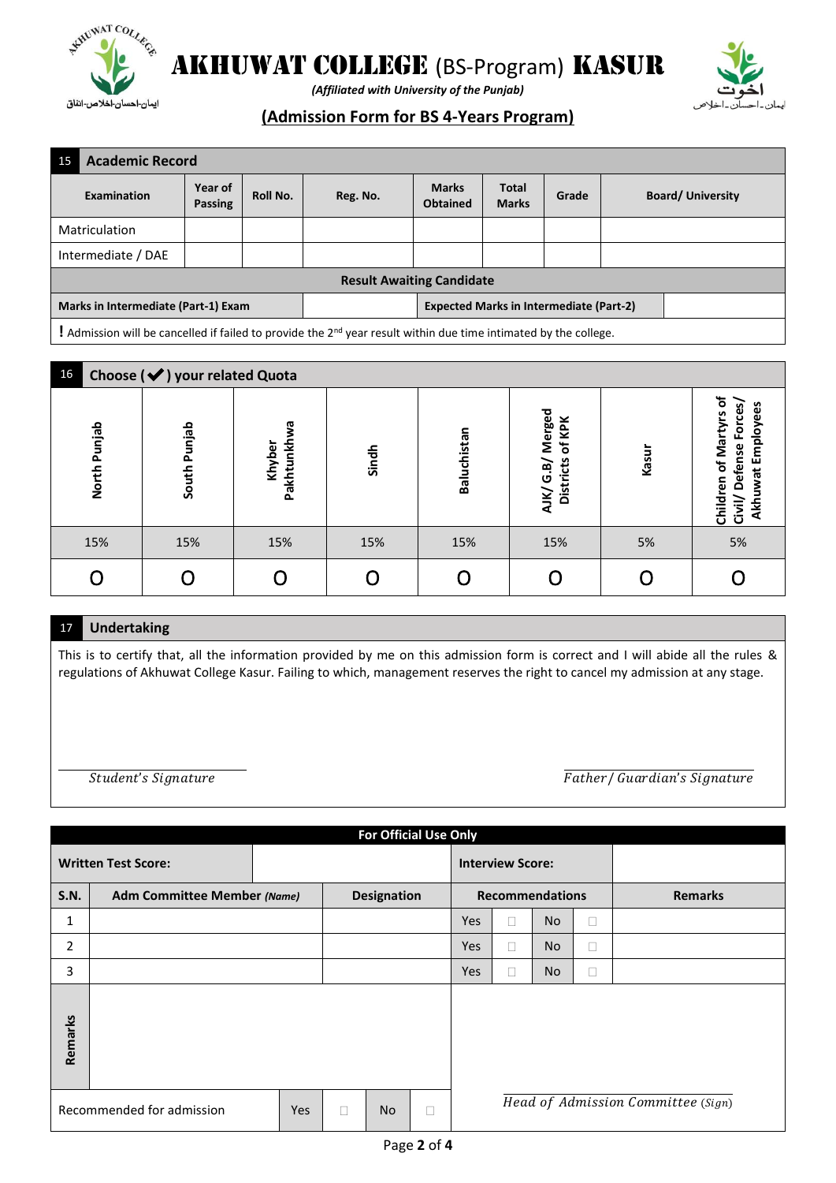# AKHUWAT COLLEGE (BS-Program) KASUR

*(Affiliated with University of the Punjab)*

**(Admission Form for BS 4-Years Program)**

## 15 Academic Record

| Examination | Year of Passing | Roll No. | Reg. No. | Marks Obtained | Total Marks | Grade | Board/ University |
|---|---|---|---|---|---|---|---|
| Matriculation | | | | | | | |
| Intermediate / DAE | | | | | | | |

**Result Awaiting Candidate**

| Marks in Intermediate (Part-1) Exam | | Expected Marks in Intermediate (Part-2) | |
|---|---|---|---|

**!** Admission will be cancelled if failed to provide the 2nd year result within due time intimated by the college.

## 16 Choose (✔) your related Quota

| North Punjab | South Punjab | Khyber Pakhtunkhwa | Sindh | Baluchistan | AJK/ G.B/ Merged Districts of KPK | Kasur | Children of Martyrs of Civil/ Defense Forces/ Akhuwat Employees |
|---|---|---|---|---|---|---|---|
| 15% | 15% | 15% | 15% | 15% | 15% | 5% | 5% |
| O | O | O | O | O | O | O | O |

## 17 Undertaking

This is to certify that, all the information provided by me on this admission form is correct and I will abide all the rules & regulations of Akhuwat College Kasur. Failing to which, management reserves the right to cancel my admission at any stage.

*Student's Signature*

*Father/ Guardian's Signature*

## For Official Use Only

| Written Test Score: | | Interview Score: | |
|---|---|---|---|

| S.N. | Adm Committee Member *(Name)* | Designation | Recommendations | | | | Remarks |
|---|---|---|---|---|---|---|---|
| 1 | | | Yes | ☐ | No | ☐ | |
| 2 | | | Yes | ☐ | No | ☐ | |
| 3 | | | Yes | ☐ | No | ☐ | |

**Remarks**

| Recommended for admission | Yes | ☐ | No | ☐ |
|---|---|---|---|---|

*Head of Admission Committee (Sign)*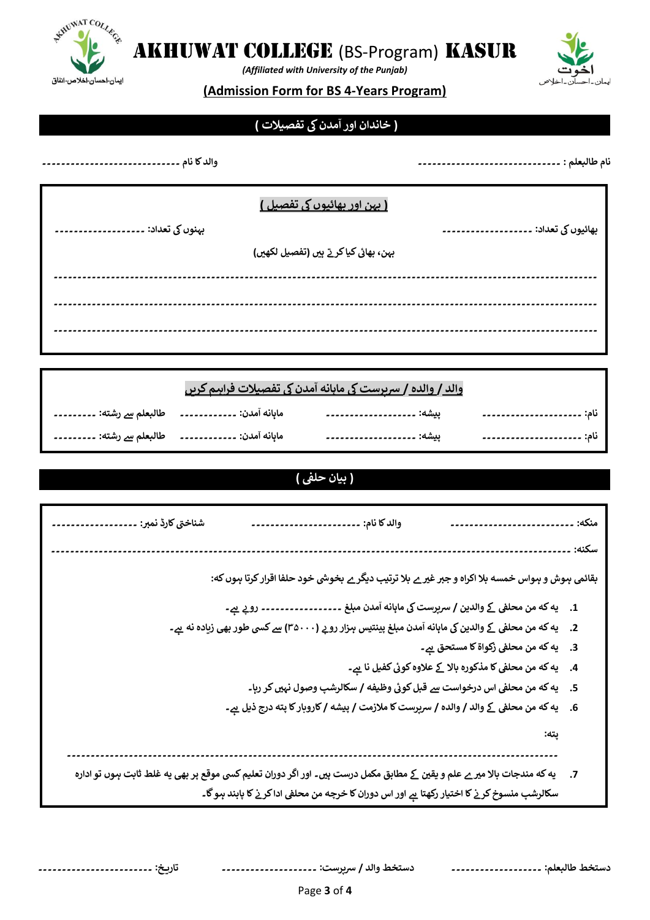# AKHUWAT COLLEGE (BS-Program) KASUR

*(Affiliated with University of the Punjab)*

**(Admission Form for BS 4-Years Program)**

## ( خاندان اور آمدن کی تفصیلات )

نام طالبعلم : ------------------------------ &nbsp;&nbsp;&nbsp;&nbsp; والد کا نام ------------------------------

### ( بہن اور بھائیوں کی تفصیل )

بھائیوں کی تعداد: ------------------- &nbsp;&nbsp;&nbsp;&nbsp; بہنوں کی تعداد: -------------------

بہن، بھائی کیا کرتے ہیں (تفصیل لکھیں)

--------------------------------------------------------------------------------

--------------------------------------------------------------------------------

--------------------------------------------------------------------------------

### والد / والدہ / سرپرست کی ماہانہ آمدن کی تفصیلات فراہم کریں

| نام | پیشہ | ماہانہ آمدن | طالبعلم سے رشتہ |
|---|---|---|---|
| --------------------- | ------------------- | ------------ | --------- |
| --------------------- | ------------------- | ------------ | --------- |

## ( بیان حلفی )

منکہ: ------------------------- &nbsp;&nbsp;&nbsp;&nbsp; والد کا نام: ----------------------- &nbsp;&nbsp;&nbsp;&nbsp; شناختی کارڈ نمبر: ------------------

سکنہ: --------------------------------------------------------------------------------

بقائمی ہوش و ہواس خمسہ بلا اکراہ و جبر غیرے بلا ترتیب دیگرے بخوشی خود حلفا اقرار کرتا ہوں کہ:

1. یہ کہ من محلفی کے والدین / سرپرست کی ماہانہ آمدن مبلغ ----------------- روپے ہے۔
2. یہ کہ من محلفی کے والدین کی ماہانہ آمدن مبلغ پینتیس ہزار روپے (۳۵۰۰۰) سے کسی طور بھی زیادہ نہ ہے۔
3. یہ کہ من محلفی زکواۃ کا مستحق ہے۔
4. یہ کہ من محلفی کا مذکورہ بالا کے علاوہ کوئی کفیل نا ہے۔
5. یہ کہ من محلفی اس درخواست سے قبل کوئی وظیفہ / سکالرشپ وصول نہیں کر رہا۔
6. یہ کہ من محلفی کے والد / والدہ / سرپرست کا ملازمت / پیشہ / کاروبار کا پتہ درج ذیل ہے۔

   پتہ:

   --------------------------------------------------------------------------------
7. یہ کہ مندجات بالا میرے علم و یقین کے مطابق مکمل درست ہیں۔ اور اگر دوران تعلیم کسی موقع پر بھی یہ غلط ثابت ہوں تو ادارہ سکالرشپ منسوخ کرنے کا اختیار رکھتا ہے اور اس دوران کا خرچہ من محلفی ادا کرنے کا پابند ہو گا۔

دستخط طالبعلم: ------------------ &nbsp;&nbsp;&nbsp;&nbsp; دستخط والد / سرپرست: ------------------- &nbsp;&nbsp;&nbsp;&nbsp; تاریخ: ------------------------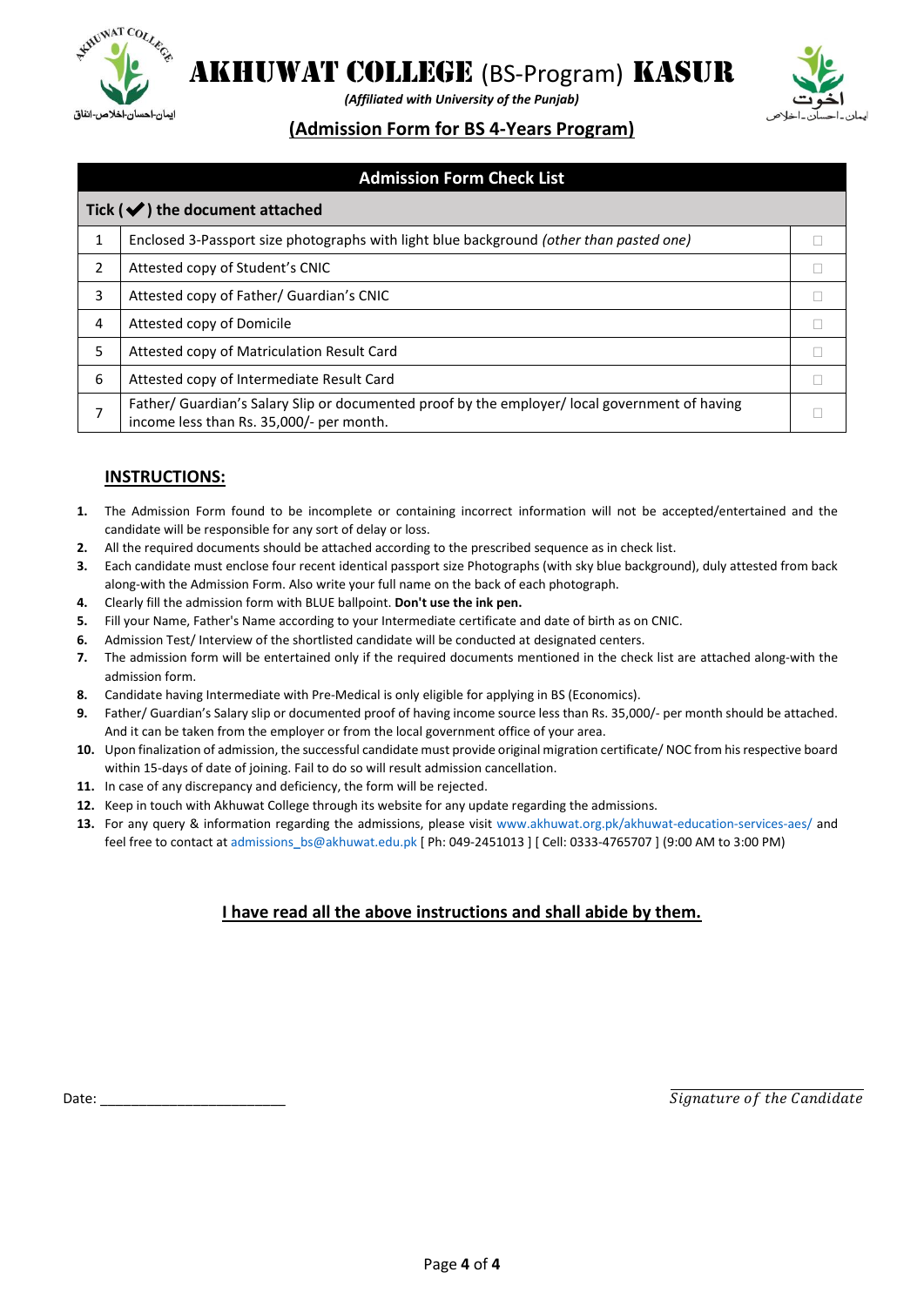# AKHUWAT COLLEGE (BS-Program) KASUR

*(Affiliated with University of the Punjab)*

## (Admission Form for BS 4-Years Program)

| Admission Form Check List | | |
|---|---|---|
| **Tick (✔) the document attached** | | |
| 1 | Enclosed 3-Passport size photographs with light blue background *(other than pasted one)* | ☐ |
| 2 | Attested copy of Student's CNIC | ☐ |
| 3 | Attested copy of Father/ Guardian's CNIC | ☐ |
| 4 | Attested copy of Domicile | ☐ |
| 5 | Attested copy of Matriculation Result Card | ☐ |
| 6 | Attested copy of Intermediate Result Card | ☐ |
| 7 | Father/ Guardian's Salary Slip or documented proof by the employer/ local government of having income less than Rs. 35,000/- per month. | ☐ |

## INSTRUCTIONS:

1. The Admission Form found to be incomplete or containing incorrect information will not be accepted/entertained and the candidate will be responsible for any sort of delay or loss.
2. All the required documents should be attached according to the prescribed sequence as in check list.
3. Each candidate must enclose four recent identical passport size Photographs (with sky blue background), duly attested from back along-with the Admission Form. Also write your full name on the back of each photograph.
4. Clearly fill the admission form with BLUE ballpoint. **Don't use the ink pen.**
5. Fill your Name, Father's Name according to your Intermediate certificate and date of birth as on CNIC.
6. Admission Test/ Interview of the shortlisted candidate will be conducted at designated centers.
7. The admission form will be entertained only if the required documents mentioned in the check list are attached along-with the admission form.
8. Candidate having Intermediate with Pre-Medical is only eligible for applying in BS (Economics).
9. Father/ Guardian's Salary slip or documented proof of having income source less than Rs. 35,000/- per month should be attached. And it can be taken from the employer or from the local government office of your area.
10. Upon finalization of admission, the successful candidate must provide original migration certificate/ NOC from his respective board within 15-days of date of joining. Fail to do so will result admission cancellation.
11. In case of any discrepancy and deficiency, the form will be rejected.
12. Keep in touch with Akhuwat College through its website for any update regarding the admissions.
13. For any query & information regarding the admissions, please visit www.akhuwat.org.pk/akhuwat-education-services-aes/ and feel free to contact at admissions_bs@akhuwat.edu.pk [ Ph: 049-2451013 ] [ Cell: 0333-4765707 ] (9:00 AM to 3:00 PM)

**I have read all the above instructions and shall abide by them.**

Date: ________________________

*Signature of the Candidate*